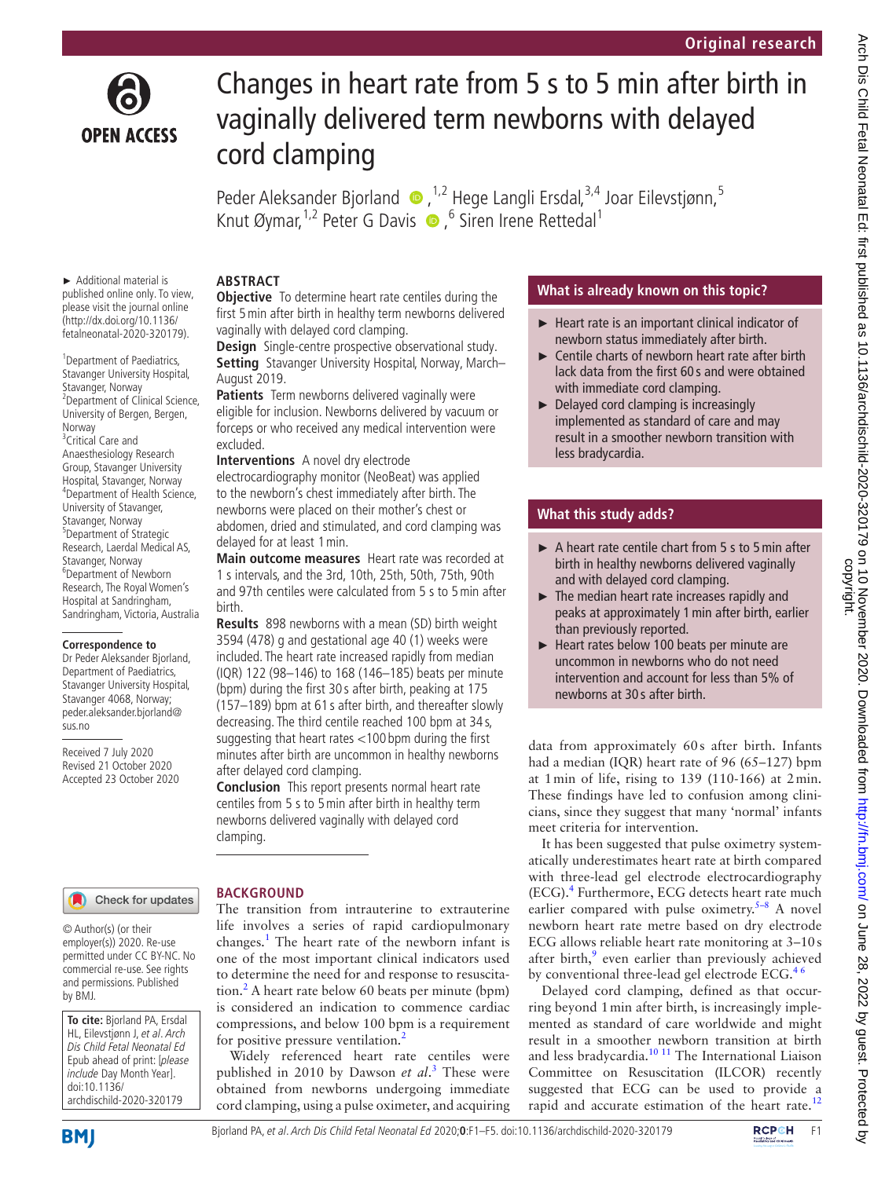Original research

# Changes in heart rate from 5 s to 5 min after birth in vaginally delivered term newborns with delayed cord clamping

Peder Aleksander Bjorland,[1,2] Hege Langli Ersdal,[3,4] Joar Eilevstjønn,[5] Knut Øymar,[1,2] Peter G Davis,[6] Siren Irene Rettedal[1]

► Additional material is published online only. To view, please visit the journal online (http://dx.doi.org/10.1136/fetalneonatal-2020-320179).

[1]Department of Paediatrics, Stavanger University Hospital, Stavanger, Norway
[2]Department of Clinical Science, University of Bergen, Bergen, Norway
[3]Critical Care and Anaesthesiology Research Group, Stavanger University Hospital, Stavanger, Norway
[4]Department of Health Science, University of Stavanger, Stavanger, Norway
[5]Department of Strategic Research, Laerdal Medical AS, Stavanger, Norway
[6]Department of Newborn Research, The Royal Women's Hospital at Sandringham, Sandringham, Victoria, Australia

**Correspondence to**
Dr Peder Aleksander Bjorland, Department of Paediatrics, Stavanger University Hospital, Stavanger 4068, Norway; peder.aleksander.bjorland@sus.no

Received 7 July 2020
Revised 21 October 2020
Accepted 23 October 2020

## ABSTRACT

**Objective** To determine heart rate centiles during the first 5 min after birth in healthy term newborns delivered vaginally with delayed cord clamping.

**Design** Single-centre prospective observational study.

**Setting** Stavanger University Hospital, Norway, March–August 2019.

**Patients** Term newborns delivered vaginally were eligible for inclusion. Newborns delivered by vacuum or forceps or who received any medical intervention were excluded.

**Interventions** A novel dry electrode electrocardiography monitor (NeoBeat) was applied to the newborn's chest immediately after birth. The newborns were placed on their mother's chest or abdomen, dried and stimulated, and cord clamping was delayed for at least 1 min.

**Main outcome measures** Heart rate was recorded at 1 s intervals, and the 3rd, 10th, 25th, 50th, 75th, 90th and 97th centiles were calculated from 5 s to 5 min after birth.

**Results** 898 newborns with a mean (SD) birth weight 3594 (478) g and gestational age 40 (1) weeks were included. The heart rate increased rapidly from median (IQR) 122 (98–146) to 168 (146–185) beats per minute (bpm) during the first 30 s after birth, peaking at 175 (157–189) bpm at 61 s after birth, and thereafter slowly decreasing. The third centile reached 100 bpm at 34 s, suggesting that heart rates <100 bpm during the first minutes after birth are uncommon in healthy newborns after delayed cord clamping.

**Conclusion** This report presents normal heart rate centiles from 5 s to 5 min after birth in healthy term newborns delivered vaginally with delayed cord clamping.

© Author(s) (or their employer(s)) 2020. Re-use permitted under CC BY-NC. No commercial re-use. See rights and permissions. Published by BMJ.

**To cite:** Bjorland PA, Ersdal HL, Eilevstjønn J, *et al*. *Arch Dis Child Fetal Neonatal Ed* Epub ahead of print: [*please include* Day Month Year]. doi:10.1136/archdischild-2020-320179

### What is already known on this topic?

- ► Heart rate is an important clinical indicator of newborn status immediately after birth.
- ► Centile charts of newborn heart rate after birth lack data from the first 60 s and were obtained with immediate cord clamping.
- ► Delayed cord clamping is increasingly implemented as standard of care and may result in a smoother newborn transition with less bradycardia.

### What this study adds?

- ► A heart rate centile chart from 5 s to 5 min after birth in healthy newborns delivered vaginally and with delayed cord clamping.
- ► The median heart rate increases rapidly and peaks at approximately 1 min after birth, earlier than previously reported.
- ► Heart rates below 100 beats per minute are uncommon in newborns who do not need intervention and account for less than 5% of newborns at 30 s after birth.

## BACKGROUND

The transition from intrauterine to extrauterine life involves a series of rapid cardiopulmonary changes.[1] The heart rate of the newborn infant is one of the most important clinical indicators used to determine the need for and response to resuscitation.[2] A heart rate below 60 beats per minute (bpm) is considered an indication to commence cardiac compressions, and below 100 bpm is a requirement for positive pressure ventilation.[2]

Widely referenced heart rate centiles were published in 2010 by Dawson *et al*.[3] These were obtained from newborns undergoing immediate cord clamping, using a pulse oximeter, and acquiring data from approximately 60 s after birth. Infants had a median (IQR) heart rate of 96 (65–127) bpm at 1 min of life, rising to 139 (110-166) at 2 min. These findings have led to confusion among clinicians, since they suggest that many 'normal' infants meet criteria for intervention.

It has been suggested that pulse oximetry systematically underestimates heart rate at birth compared with three-lead gel electrode electrocardiography (ECG).[4] Furthermore, ECG detects heart rate much earlier compared with pulse oximetry.[5–8] A novel newborn heart rate metre based on dry electrode ECG allows reliable heart rate monitoring at 3–10 s after birth,[9] even earlier than previously achieved by conventional three-lead gel electrode ECG.[4 6]

Delayed cord clamping, defined as that occurring beyond 1 min after birth, is increasingly implemented as standard of care worldwide and might result in a smoother newborn transition at birth and less bradycardia.[10 11] The International Liaison Committee on Resuscitation (ILCOR) recently suggested that ECG can be used to provide a rapid and accurate estimation of the heart rate.[12]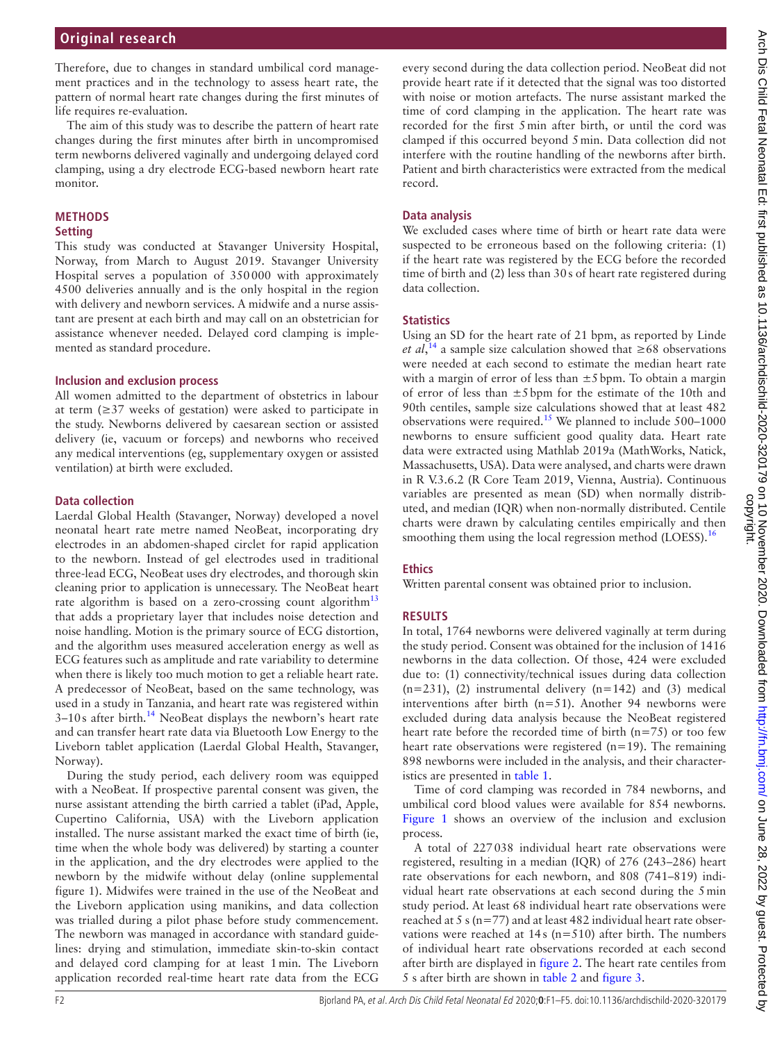Therefore, due to changes in standard umbilical cord management practices and in the technology to assess heart rate, the pattern of normal heart rate changes during the first minutes of life requires re-evaluation.

The aim of this study was to describe the pattern of heart rate changes during the first minutes after birth in uncompromised term newborns delivered vaginally and undergoing delayed cord clamping, using a dry electrode ECG-based newborn heart rate monitor.

## METHODS

### Setting

This study was conducted at Stavanger University Hospital, Norway, from March to August 2019. Stavanger University Hospital serves a population of 350 000 with approximately 4500 deliveries annually and is the only hospital in the region with delivery and newborn services. A midwife and a nurse assistant are present at each birth and may call on an obstetrician for assistance whenever needed. Delayed cord clamping is implemented as standard procedure.

### Inclusion and exclusion process

All women admitted to the department of obstetrics in labour at term (≥37 weeks of gestation) were asked to participate in the study. Newborns delivered by caesarean section or assisted delivery (ie, vacuum or forceps) and newborns who received any medical interventions (eg, supplementary oxygen or assisted ventilation) at birth were excluded.

### Data collection

Laerdal Global Health (Stavanger, Norway) developed a novel neonatal heart rate metre named NeoBeat, incorporating dry electrodes in an abdomen-shaped circlet for rapid application to the newborn. Instead of gel electrodes used in traditional three-lead ECG, NeoBeat uses dry electrodes, and thorough skin cleaning prior to application is unnecessary. The NeoBeat heart rate algorithm is based on a zero-crossing count algorithm[13] that adds a proprietary layer that includes noise detection and noise handling. Motion is the primary source of ECG distortion, and the algorithm uses measured acceleration energy as well as ECG features such as amplitude and rate variability to determine when there is likely too much motion to get a reliable heart rate. A predecessor of NeoBeat, based on the same technology, was used in a study in Tanzania, and heart rate was registered within 3–10 s after birth.[14] NeoBeat displays the newborn's heart rate and can transfer heart rate data via Bluetooth Low Energy to the Liveborn tablet application (Laerdal Global Health, Stavanger, Norway).

During the study period, each delivery room was equipped with a NeoBeat. If prospective parental consent was given, the nurse assistant attending the birth carried a tablet (iPad, Apple, Cupertino California, USA) with the Liveborn application installed. The nurse assistant marked the exact time of birth (ie, time when the whole body was delivered) by starting a counter in the application, and the dry electrodes were applied to the newborn by the midwife without delay (online supplemental figure 1). Midwifes were trained in the use of the NeoBeat and the Liveborn application using manikins, and data collection was trialled during a pilot phase before study commencement. The newborn was managed in accordance with standard guidelines: drying and stimulation, immediate skin-to-skin contact and delayed cord clamping for at least 1 min. The Liveborn application recorded real-time heart rate data from the ECG every second during the data collection period. NeoBeat did not provide heart rate if it detected that the signal was too distorted with noise or motion artefacts. The nurse assistant marked the time of cord clamping in the application. The heart rate was recorded for the first 5 min after birth, or until the cord was clamped if this occurred beyond 5 min. Data collection did not interfere with the routine handling of the newborns after birth. Patient and birth characteristics were extracted from the medical record.

### Data analysis

We excluded cases where time of birth or heart rate data were suspected to be erroneous based on the following criteria: (1) if the heart rate was registered by the ECG before the recorded time of birth and (2) less than 30 s of heart rate registered during data collection.

### Statistics

Using an SD for the heart rate of 21 bpm, as reported by Linde *et al*,[14] a sample size calculation showed that ≥68 observations were needed at each second to estimate the median heart rate with a margin of error of less than ±5 bpm. To obtain a margin of error of less than ±5 bpm for the estimate of the 10th and 90th centiles, sample size calculations showed that at least 482 observations were required.[15] We planned to include 500–1000 newborns to ensure sufficient good quality data. Heart rate data were extracted using Mathlab 2019a (MathWorks, Natick, Massachusetts, USA). Data were analysed, and charts were drawn in R V.3.6.2 (R Core Team 2019, Vienna, Austria). Continuous variables are presented as mean (SD) when normally distributed, and median (IQR) when non-normally distributed. Centile charts were drawn by calculating centiles empirically and then smoothing them using the local regression method (LOESS).[16]

### Ethics

Written parental consent was obtained prior to inclusion.

## RESULTS

In total, 1764 newborns were delivered vaginally at term during the study period. Consent was obtained for the inclusion of 1416 newborns in the data collection. Of those, 424 were excluded due to: (1) connectivity/technical issues during data collection (n=231), (2) instrumental delivery (n=142) and (3) medical interventions after birth (n=51). Another 94 newborns were excluded during data analysis because the NeoBeat registered heart rate before the recorded time of birth (n=75) or too few heart rate observations were registered (n=19). The remaining 898 newborns were included in the analysis, and their characteristics are presented in table 1.

Time of cord clamping was recorded in 784 newborns, and umbilical cord blood values were available for 854 newborns. Figure 1 shows an overview of the inclusion and exclusion process.

A total of 227 038 individual heart rate observations were registered, resulting in a median (IQR) of 276 (243–286) heart rate observations for each newborn, and 808 (741–819) individual heart rate observations at each second during the 5 min study period. At least 68 individual heart rate observations were reached at 5 s (n=77) and at least 482 individual heart rate observations were reached at 14 s (n=510) after birth. The numbers of individual heart rate observations recorded at each second after birth are displayed in figure 2. The heart rate centiles from 5 s after birth are shown in table 2 and figure 3.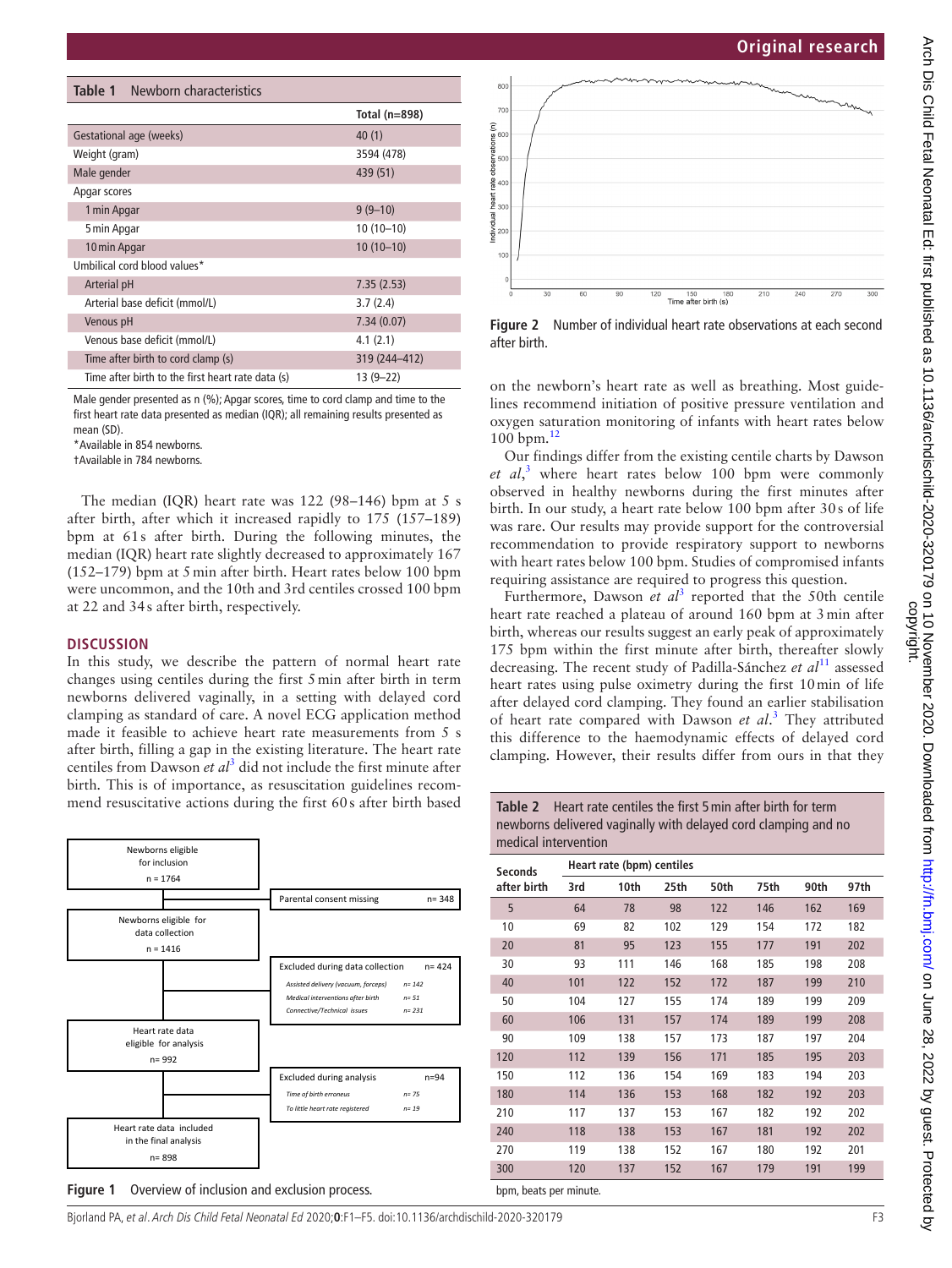**Table 1** Newborn characteristics

| | Total (n=898) |
|---|---|
| Gestational age (weeks) | 40 (1) |
| Weight (gram) | 3594 (478) |
| Male gender | 439 (51) |
| Apgar scores | |
| 1 min Apgar | 9 (9–10) |
| 5 min Apgar | 10 (10–10) |
| 10 min Apgar | 10 (10–10) |
| Umbilical cord blood values* | |
| Arterial pH | 7.35 (2.53) |
| Arterial base deficit (mmol/L) | 3.7 (2.4) |
| Venous pH | 7.34 (0.07) |
| Venous base deficit (mmol/L) | 4.1 (2.1) |
| Time after birth to cord clamp (s) | 319 (244–412) |
| Time after birth to the first heart rate data (s) | 13 (9–22) |

Male gender presented as n (%); Apgar scores, time to cord clamp and time to the first heart rate data presented as median (IQR); all remaining results presented as mean (SD).
*Available in 854 newborns.
†Available in 784 newborns.

The median (IQR) heart rate was 122 (98–146) bpm at 5 s after birth, after which it increased rapidly to 175 (157–189) bpm at 61 s after birth. During the following minutes, the median (IQR) heart rate slightly decreased to approximately 167 (152–179) bpm at 5 min after birth. Heart rates below 100 bpm were uncommon, and the 10th and 3rd centiles crossed 100 bpm at 22 and 34 s after birth, respectively.

## DISCUSSION

In this study, we describe the pattern of normal heart rate changes using centiles during the first 5 min after birth in term newborns delivered vaginally, in a setting with delayed cord clamping as standard of care. A novel ECG application method made it feasible to achieve heart rate measurements from 5 s after birth, filling a gap in the existing literature. The heart rate centiles from Dawson *et al*[3] did not include the first minute after birth. This is of importance, as resuscitation guidelines recommend resuscitative actions during the first 60 s after birth based on the newborn's heart rate as well as breathing. Most guidelines recommend initiation of positive pressure ventilation and oxygen saturation monitoring of infants with heart rates below 100 bpm.[12]

Our findings differ from the existing centile charts by Dawson *et al*,[3] where heart rates below 100 bpm were commonly observed in healthy newborns during the first minutes after birth. In our study, a heart rate below 100 bpm after 30 s of life was rare. Our results may provide support for the controversial recommendation to provide respiratory support to newborns with heart rates below 100 bpm. Studies of compromised infants requiring assistance are required to progress this question.

Furthermore, Dawson *et al*[3] reported that the 50th centile heart rate reached a plateau of around 160 bpm at 3 min after birth, whereas our results suggest an early peak of approximately 175 bpm within the first minute after birth, thereafter slowly decreasing. The recent study of Padilla-Sánchez *et al*[11] assessed heart rates using pulse oximetry during the first 10 min of life after delayed cord clamping. They found an earlier stabilisation of heart rate compared with Dawson *et al*.[3] They attributed this difference to the haemodynamic effects of delayed cord clamping. However, their results differ from ours in that they

Figure 1 flowchart:

- Newborns eligible for inclusion, n = 1764
  - Parental consent missing, n= 348
- Newborns eligible for data collection, n = 1416
  - Excluded during data collection, n= 424
    - Assisted delivery (vacuum, forceps), n= 142
    - Medical interventions after birth, n= 51
    - Connective/Technical issues, n= 231
- Heart rate data eligible for analysis, n= 992
  - Excluded during analysis, n=94
    - Time of birth erroneus, n= 75
    - To little heart rate registered, n= 19
- Heart rate data included in the final analysis, n= 898

**Figure 1** Overview of inclusion and exclusion process.

**Figure 2** Number of individual heart rate observations at each second after birth.

**Table 2** Heart rate centiles the first 5 min after birth for term newborns delivered vaginally with delayed cord clamping and no medical intervention

| Seconds after birth | Heart rate (bpm) centiles | | | | | | |
|---|---|---|---|---|---|---|---|
| | 3rd | 10th | 25th | 50th | 75th | 90th | 97th |
| 5 | 64 | 78 | 98 | 122 | 146 | 162 | 169 |
| 10 | 69 | 82 | 102 | 129 | 154 | 172 | 182 |
| 20 | 81 | 95 | 123 | 155 | 177 | 191 | 202 |
| 30 | 93 | 111 | 146 | 168 | 185 | 198 | 208 |
| 40 | 101 | 122 | 152 | 172 | 187 | 199 | 210 |
| 50 | 104 | 127 | 155 | 174 | 189 | 199 | 209 |
| 60 | 106 | 131 | 157 | 174 | 189 | 199 | 208 |
| 90 | 109 | 138 | 157 | 173 | 187 | 197 | 204 |
| 120 | 112 | 139 | 156 | 171 | 185 | 195 | 203 |
| 150 | 112 | 136 | 154 | 169 | 183 | 194 | 203 |
| 180 | 114 | 136 | 153 | 168 | 182 | 192 | 203 |
| 210 | 117 | 137 | 153 | 167 | 182 | 192 | 202 |
| 240 | 118 | 138 | 153 | 167 | 181 | 192 | 202 |
| 270 | 119 | 138 | 152 | 167 | 180 | 192 | 201 |
| 300 | 120 | 137 | 152 | 167 | 179 | 191 | 199 |

bpm, beats per minute.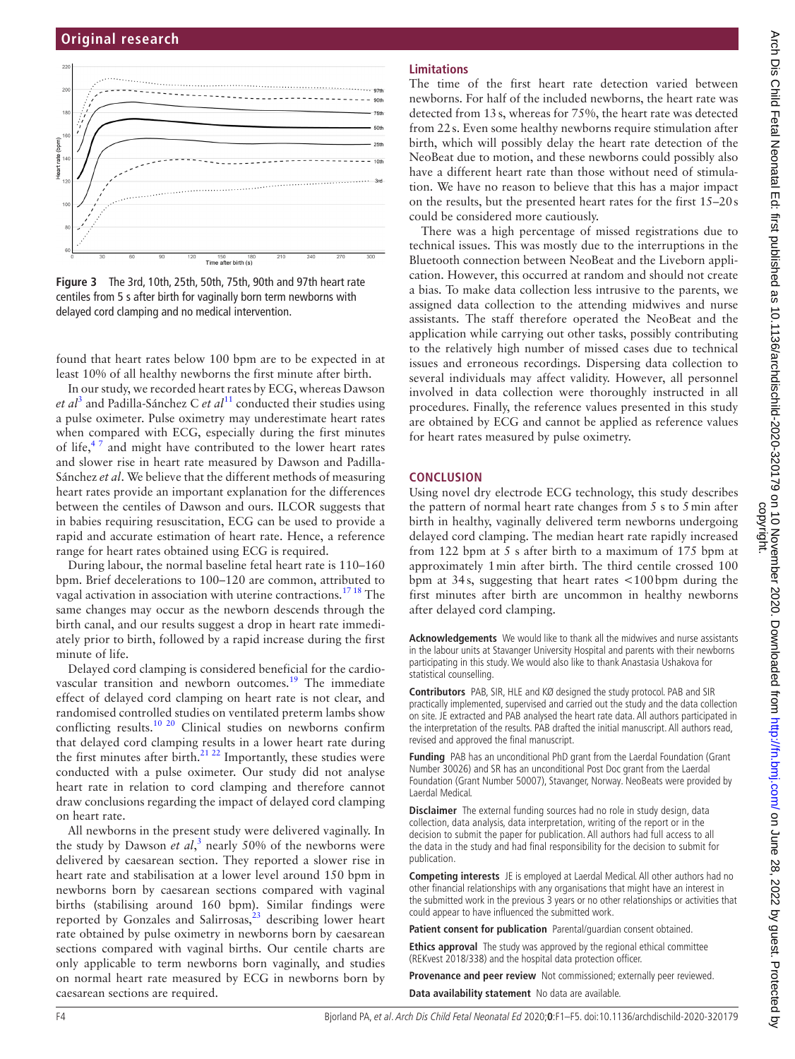**Figure 3** The 3rd, 10th, 25th, 50th, 75th, 90th and 97th heart rate centiles from 5 s after birth for vaginally born term newborns with delayed cord clamping and no medical intervention.

found that heart rates below 100 bpm are to be expected in at least 10% of all healthy newborns the first minute after birth.

In our study, we recorded heart rates by ECG, whereas Dawson *et al*[3] and Padilla-Sánchez C *et al*[11] conducted their studies using a pulse oximeter. Pulse oximetry may underestimate heart rates when compared with ECG, especially during the first minutes of life,[4 7] and might have contributed to the lower heart rates and slower rise in heart rate measured by Dawson and Padilla-Sánchez *et al*. We believe that the different methods of measuring heart rates provide an important explanation for the differences between the centiles of Dawson and ours. ILCOR suggests that in babies requiring resuscitation, ECG can be used to provide a rapid and accurate estimation of heart rate. Hence, a reference range for heart rates obtained using ECG is required.

During labour, the normal baseline fetal heart rate is 110–160 bpm. Brief decelerations to 100–120 are common, attributed to vagal activation in association with uterine contractions.[17 18] The same changes may occur as the newborn descends through the birth canal, and our results suggest a drop in heart rate immediately prior to birth, followed by a rapid increase during the first minute of life.

Delayed cord clamping is considered beneficial for the cardiovascular transition and newborn outcomes.[19] The immediate effect of delayed cord clamping on heart rate is not clear, and randomised controlled studies on ventilated preterm lambs show conflicting results.[10 20] Clinical studies on newborns confirm that delayed cord clamping results in a lower heart rate during the first minutes after birth.[21 22] Importantly, these studies were conducted with a pulse oximeter. Our study did not analyse heart rate in relation to cord clamping and therefore cannot draw conclusions regarding the impact of delayed cord clamping on heart rate.

All newborns in the present study were delivered vaginally. In the study by Dawson *et al*,[3] nearly 50% of the newborns were delivered by caesarean section. They reported a slower rise in heart rate and stabilisation at a lower level around 150 bpm in newborns born by caesarean sections compared with vaginal births (stabilising around 160 bpm). Similar findings were reported by Gonzales and Salirrosas,[23] describing lower heart rate obtained by pulse oximetry in newborns born by caesarean sections compared with vaginal births. Our centile charts are only applicable to term newborns born vaginally, and studies on normal heart rate measured by ECG in newborns born by caesarean sections are required.

## Limitations

The time of the first heart rate detection varied between newborns. For half of the included newborns, the heart rate was detected from 13 s, whereas for 75%, the heart rate was detected from 22 s. Even some healthy newborns require stimulation after birth, which will possibly delay the heart rate detection of the NeoBeat due to motion, and these newborns could possibly also have a different heart rate than those without need of stimulation. We have no reason to believe that this has a major impact on the results, but the presented heart rates for the first 15–20 s could be considered more cautiously.

There was a high percentage of missed registrations due to technical issues. This was mostly due to the interruptions in the Bluetooth connection between NeoBeat and the Liveborn application. However, this occurred at random and should not create a bias. To make data collection less intrusive to the parents, we assigned data collection to the attending midwives and nurse assistants. The staff therefore operated the NeoBeat and the application while carrying out other tasks, possibly contributing to the relatively high number of missed cases due to technical issues and erroneous recordings. Dispersing data collection to several individuals may affect validity. However, all personnel involved in data collection were thoroughly instructed in all procedures. Finally, the reference values presented in this study are obtained by ECG and cannot be applied as reference values for heart rates measured by pulse oximetry.

## CONCLUSION

Using novel dry electrode ECG technology, this study describes the pattern of normal heart rate changes from 5 s to 5 min after birth in healthy, vaginally delivered term newborns undergoing delayed cord clamping. The median heart rate rapidly increased from 122 bpm at 5 s after birth to a maximum of 175 bpm at approximately 1 min after birth. The third centile crossed 100 bpm at 34 s, suggesting that heart rates <100 bpm during the first minutes after birth are uncommon in healthy newborns after delayed cord clamping.

**Acknowledgements** We would like to thank all the midwives and nurse assistants in the labour units at Stavanger University Hospital and parents with their newborns participating in this study. We would also like to thank Anastasia Ushakova for statistical counselling.

**Contributors** PAB, SIR, HLE and KØ designed the study protocol. PAB and SIR practically implemented, supervised and carried out the study and the data collection on site. JE extracted and PAB analysed the heart rate data. All authors participated in the interpretation of the results. PAB drafted the initial manuscript. All authors read, revised and approved the final manuscript.

**Funding** PAB has an unconditional PhD grant from the Laerdal Foundation (Grant Number 30026) and SR has an unconditional Post Doc grant from the Laerdal Foundation (Grant Number 50007), Stavanger, Norway. NeoBeats were provided by Laerdal Medical.

**Disclaimer** The external funding sources had no role in study design, data collection, data analysis, data interpretation, writing of the report or in the decision to submit the paper for publication. All authors had full access to all the data in the study and had final responsibility for the decision to submit for publication.

**Competing interests** JE is employed at Laerdal Medical. All other authors had no other financial relationships with any organisations that might have an interest in the submitted work in the previous 3 years or no other relationships or activities that could appear to have influenced the submitted work.

**Patient consent for publication** Parental/guardian consent obtained.

**Ethics approval** The study was approved by the regional ethical committee (REKvest 2018/338) and the hospital data protection officer.

**Provenance and peer review** Not commissioned; externally peer reviewed.

**Data availability statement** No data are available.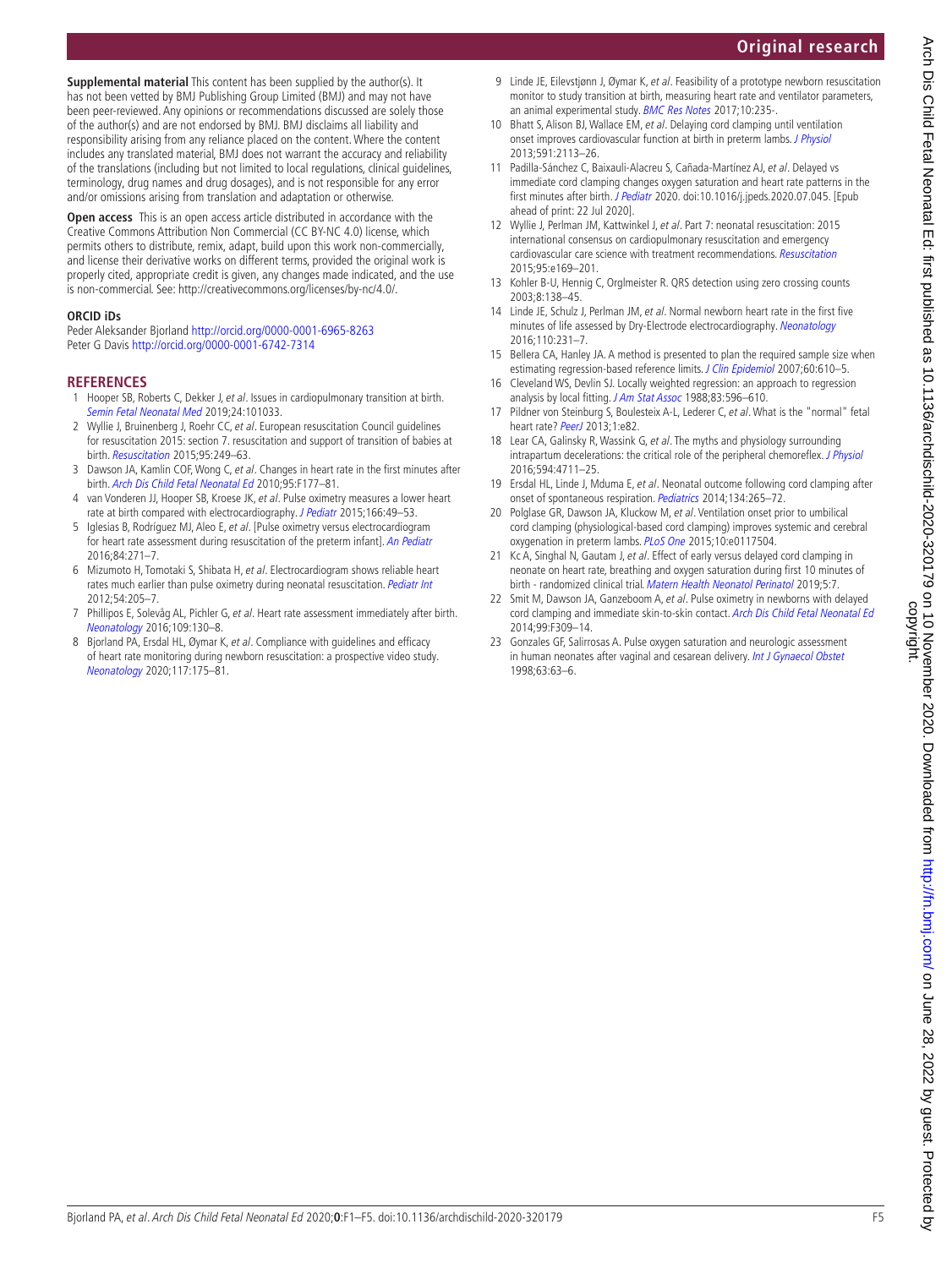**Supplemental material** This content has been supplied by the author(s). It has not been vetted by BMJ Publishing Group Limited (BMJ) and may not have been peer-reviewed. Any opinions or recommendations discussed are solely those of the author(s) and are not endorsed by BMJ. BMJ disclaims all liability and responsibility arising from any reliance placed on the content. Where the content includes any translated material, BMJ does not warrant the accuracy and reliability of the translations (including but not limited to local regulations, clinical guidelines, terminology, drug names and drug dosages), and is not responsible for any error and/or omissions arising from translation and adaptation or otherwise.

**Open access** This is an open access article distributed in accordance with the Creative Commons Attribution Non Commercial (CC BY-NC 4.0) license, which permits others to distribute, remix, adapt, build upon this work non-commercially, and license their derivative works on different terms, provided the original work is properly cited, appropriate credit is given, any changes made indicated, and the use is non-commercial. See: http://creativecommons.org/licenses/by-nc/4.0/.

**ORCID iDs**

Peder Aleksander Bjorland http://orcid.org/0000-0001-6965-8263
Peter G Davis http://orcid.org/0000-0001-6742-7314

## REFERENCES

1. Hooper SB, Roberts C, Dekker J, *et al*. Issues in cardiopulmonary transition at birth. *Semin Fetal Neonatal Med* 2019;24:101033.
2. Wyllie J, Bruinenberg J, Roehr CC, *et al*. European resuscitation Council guidelines for resuscitation 2015: section 7. resuscitation and support of transition of babies at birth. *Resuscitation* 2015;95:249–63.
3. Dawson JA, Kamlin COF, Wong C, *et al*. Changes in heart rate in the first minutes after birth. *Arch Dis Child Fetal Neonatal Ed* 2010;95:F177–81.
4. van Vonderen JJ, Hooper SB, Kroese JK, *et al*. Pulse oximetry measures a lower heart rate at birth compared with electrocardiography. *J Pediatr* 2015;166:49–53.
5. Iglesias B, Rodríguez MJ, Aleo E, *et al*. [Pulse oximetry versus electrocardiogram for heart rate assessment during resuscitation of the preterm infant]. *An Pediatr* 2016;84:271–7.
6. Mizumoto H, Tomotaki S, Shibata H, *et al*. Electrocardiogram shows reliable heart rates much earlier than pulse oximetry during neonatal resuscitation. *Pediatr Int* 2012;54:205–7.
7. Phillipos E, Solevåg AL, Pichler G, *et al*. Heart rate assessment immediately after birth. *Neonatology* 2016;109:130–8.
8. Bjorland PA, Ersdal HL, Øymar K, *et al*. Compliance with guidelines and efficacy of heart rate monitoring during newborn resuscitation: a prospective video study. *Neonatology* 2020;117:175–81.
9. Linde JE, Eilevstjønn J, Øymar K, *et al*. Feasibility of a prototype newborn resuscitation monitor to study transition at birth, measuring heart rate and ventilator parameters, an animal experimental study. *BMC Res Notes* 2017;10:235-.
10. Bhatt S, Alison BJ, Wallace EM, *et al*. Delaying cord clamping until ventilation onset improves cardiovascular function at birth in preterm lambs. *J Physiol* 2013;591:2113–26.
11. Padilla-Sánchez C, Baixauli-Alacreu S, Cañada-Martínez AJ, *et al*. Delayed vs immediate cord clamping changes oxygen saturation and heart rate patterns in the first minutes after birth. *J Pediatr* 2020. doi:10.1016/j.jpeds.2020.07.045. [Epub ahead of print: 22 Jul 2020].
12. Wyllie J, Perlman JM, Kattwinkel J, *et al*. Part 7: neonatal resuscitation: 2015 international consensus on cardiopulmonary resuscitation and emergency cardiovascular care science with treatment recommendations. *Resuscitation* 2015;95:e169–201.
13. Kohler B-U, Hennig C, Orglmeister R. QRS detection using zero crossing counts 2003;8:138–45.
14. Linde JE, Schulz J, Perlman JM, *et al*. Normal newborn heart rate in the first five minutes of life assessed by Dry-Electrode electrocardiography. *Neonatology* 2016;110:231–7.
15. Bellera CA, Hanley JA. A method is presented to plan the required sample size when estimating regression-based reference limits. *J Clin Epidemiol* 2007;60:610–5.
16. Cleveland WS, Devlin SJ. Locally weighted regression: an approach to regression analysis by local fitting. *J Am Stat Assoc* 1988;83:596–610.
17. Pildner von Steinburg S, Boulesteix A-L, Lederer C, *et al*. What is the "normal" fetal heart rate? *PeerJ* 2013;1:e82.
18. Lear CA, Galinsky R, Wassink G, *et al*. The myths and physiology surrounding intrapartum decelerations: the critical role of the peripheral chemoreflex. *J Physiol* 2016;594:4711–25.
19. Ersdal HL, Linde J, Mduma E, *et al*. Neonatal outcome following cord clamping after onset of spontaneous respiration. *Pediatrics* 2014;134:265–72.
20. Polglase GR, Dawson JA, Kluckow M, *et al*. Ventilation onset prior to umbilical cord clamping (physiological-based cord clamping) improves systemic and cerebral oxygenation in preterm lambs. *PLoS One* 2015;10:e0117504.
21. Kc A, Singhal N, Gautam J, *et al*. Effect of early versus delayed cord clamping in neonate on heart rate, breathing and oxygen saturation during first 10 minutes of birth - randomized clinical trial. *Matern Health Neonatol Perinatol* 2019;5:7.
22. Smit M, Dawson JA, Ganzeboom A, *et al*. Pulse oximetry in newborns with delayed cord clamping and immediate skin-to-skin contact. *Arch Dis Child Fetal Neonatal Ed* 2014;99:F309–14.
23. Gonzales GF, Salirrosas A. Pulse oxygen saturation and neurologic assessment in human neonates after vaginal and cesarean delivery. *Int J Gynaecol Obstet* 1998;63:63–6.